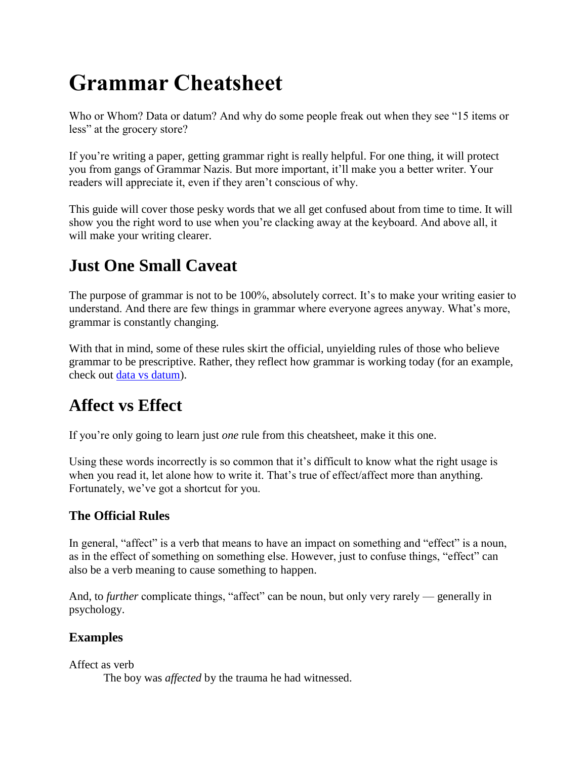# Grammar Cheatsheet

Who or Whom? Data or datum? And why do some people freak out when they see “15 items or less” at the grocery store?

If you’re writing a paper, getting grammar right is really helpful. For one thing, it will protect you from gangs of Grammar Nazis. But more important, it’ll make you a better writer. Your readers will appreciate it, even if they aren’t conscious of why.

This guide will cover those pesky words that we all get confused about from time to time. It will show you the right word to use when you’re clacking away at the keyboard. And above all, it will make your writing clearer.

## Just One Small Caveat

The purpose of grammar is not to be 100%, absolutely correct. It’s to make your writing easier to understand. And there are few things in grammar where everyone agrees anyway. What’s more, grammar is constantly changing.

With that in mind, some of these rules skirt the official, unyielding rules of those who believe grammar to be prescriptive. Rather, they reflect how grammar is working today (for an example, check out [data vs datum](#)).

## Affect vs Effect

If you’re only going to learn just *one* rule from this cheatsheet, make it this one.

Using these words incorrectly is so common that it’s difficult to know what the right usage is when you read it, let alone how to write it. That’s true of effect/affect more than anything. Fortunately, we’ve got a shortcut for you.

### The Official Rules

In general, “affect” is a verb that means to have an impact on something and “effect” is a noun, as in the effect of something on something else. However, just to confuse things, “effect” can also be a verb meaning to cause something to happen.

And, to *further* complicate things, “affect” can be noun, but only very rarely — generally in psychology.

### Examples

Affect as verb

> The boy was *affected* by the trauma he had witnessed.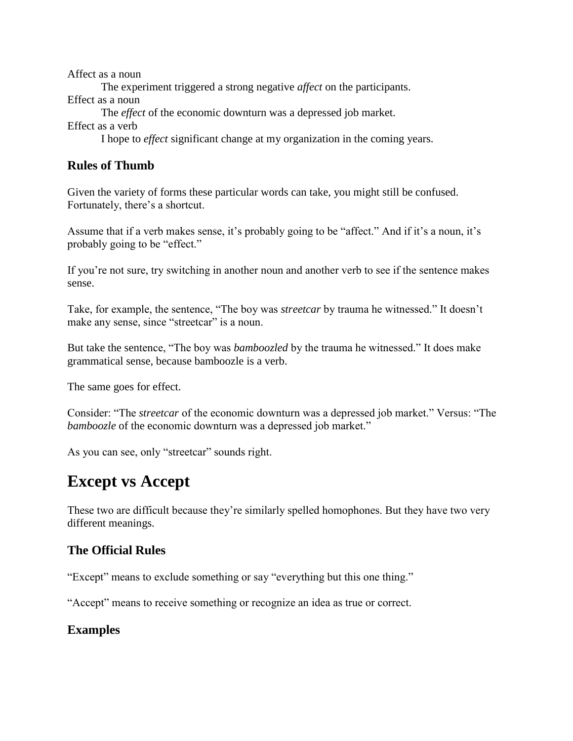Affect as a noun

The experiment triggered a strong negative *affect* on the participants.

Effect as a noun

The *effect* of the economic downturn was a depressed job market.

Effect as a verb

I hope to *effect* significant change at my organization in the coming years.

### Rules of Thumb

Given the variety of forms these particular words can take, you might still be confused. Fortunately, there's a shortcut.

Assume that if a verb makes sense, it's probably going to be "affect." And if it's a noun, it's probably going to be "effect."

If you're not sure, try switching in another noun and another verb to see if the sentence makes sense.

Take, for example, the sentence, "The boy was *streetcar* by trauma he witnessed." It doesn't make any sense, since "streetcar" is a noun.

But take the sentence, "The boy was *bamboozled* by the trauma he witnessed." It does make grammatical sense, because bamboozle is a verb.

The same goes for effect.

Consider: "The *streetcar* of the economic downturn was a depressed job market." Versus: "The *bamboozle* of the economic downturn was a depressed job market."

As you can see, only "streetcar" sounds right.

## Except vs Accept

These two are difficult because they're similarly spelled homophones. But they have two very different meanings.

### The Official Rules

"Except" means to exclude something or say "everything but this one thing."

"Accept" means to receive something or recognize an idea as true or correct.

### Examples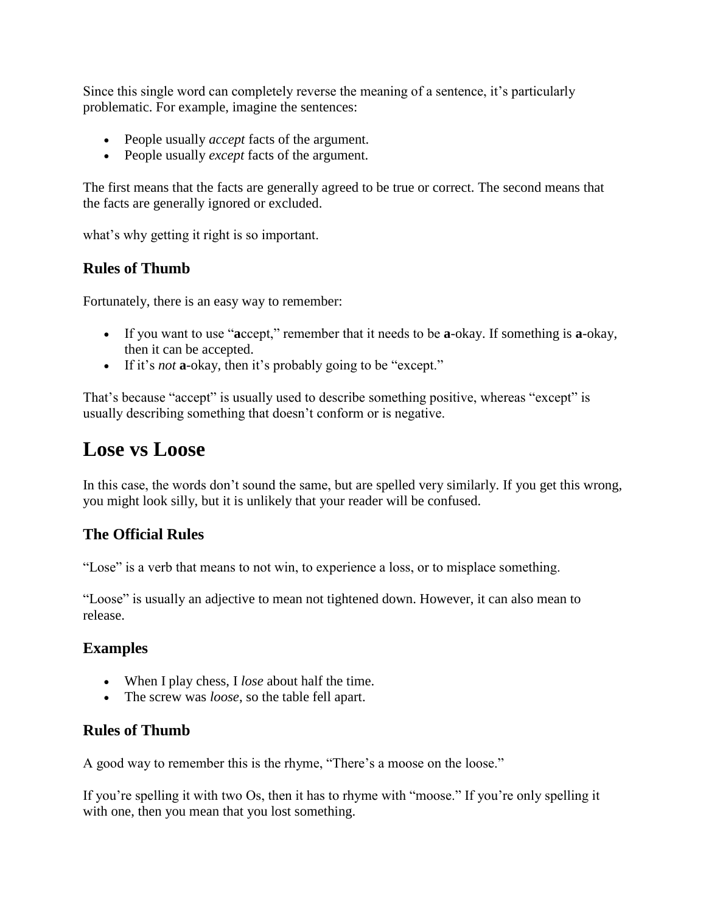Since this single word can completely reverse the meaning of a sentence, it's particularly problematic. For example, imagine the sentences:

- People usually *accept* facts of the argument.
- People usually *except* facts of the argument.

The first means that the facts are generally agreed to be true or correct. The second means that the facts are generally ignored or excluded.

what's why getting it right is so important.

### Rules of Thumb

Fortunately, there is an easy way to remember:

- If you want to use "**a**ccept," remember that it needs to be **a**-okay. If something is **a**-okay, then it can be accepted.
- If it's *not* **a**-okay, then it's probably going to be "except."

That's because "accept" is usually used to describe something positive, whereas "except" is usually describing something that doesn't conform or is negative.

## Lose vs Loose

In this case, the words don't sound the same, but are spelled very similarly. If you get this wrong, you might look silly, but it is unlikely that your reader will be confused.

### The Official Rules

"Lose" is a verb that means to not win, to experience a loss, or to misplace something.

"Loose" is usually an adjective to mean not tightened down. However, it can also mean to release.

### Examples

- When I play chess, I *lose* about half the time.
- The screw was *loose*, so the table fell apart.

### Rules of Thumb

A good way to remember this is the rhyme, "There's a moose on the loose."

If you're spelling it with two Os, then it has to rhyme with "moose." If you're only spelling it with one, then you mean that you lost something.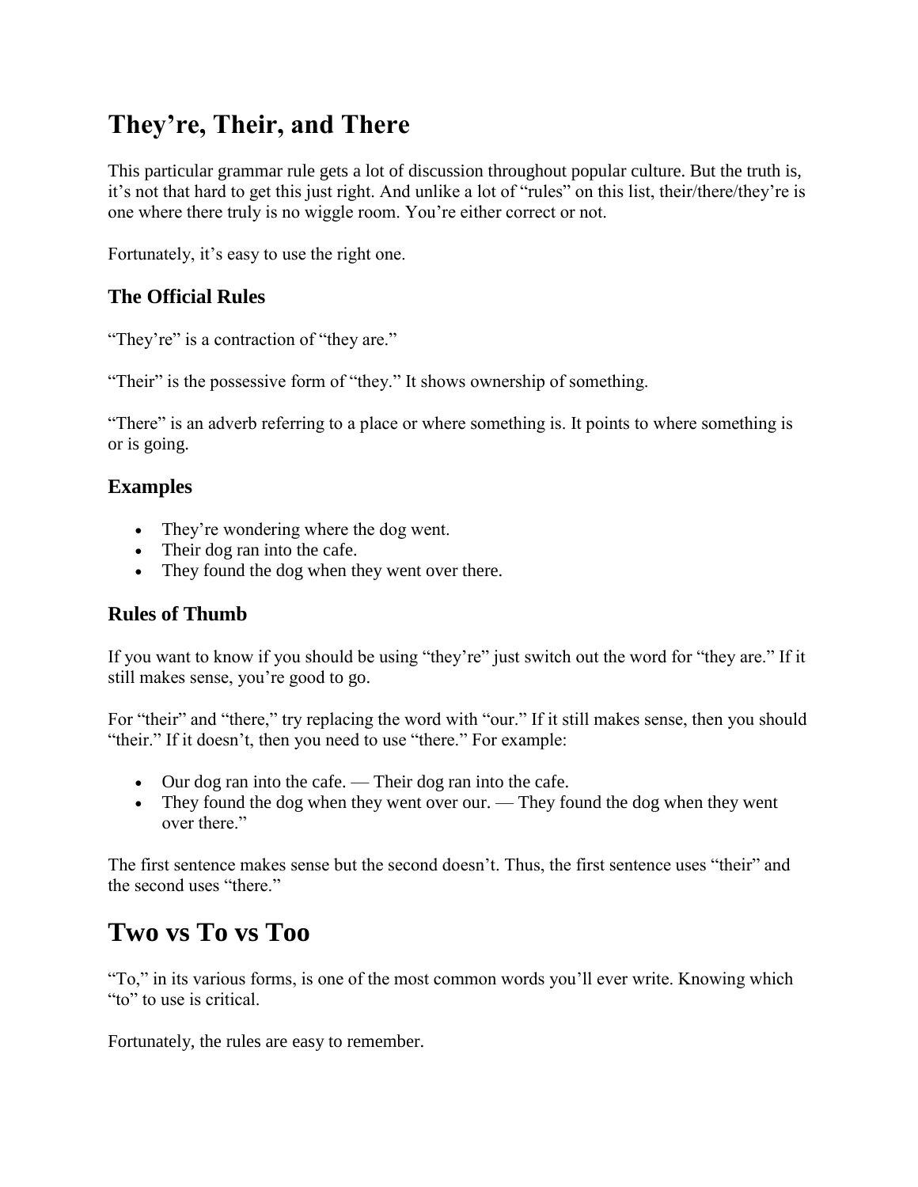# They're, Their, and There

This particular grammar rule gets a lot of discussion throughout popular culture. But the truth is, it's not that hard to get this just right. And unlike a lot of "rules" on this list, their/there/they're is one where there truly is no wiggle room. You're either correct or not.

Fortunately, it's easy to use the right one.

### The Official Rules

"They're" is a contraction of "they are."

"Their" is the possessive form of "they." It shows ownership of something.

"There" is an adverb referring to a place or where something is. It points to where something is or is going.

### Examples

- They're wondering where the dog went.
- Their dog ran into the cafe.
- They found the dog when they went over there.

### Rules of Thumb

If you want to know if you should be using "they're" just switch out the word for "they are." If it still makes sense, you're good to go.

For "their" and "there," try replacing the word with "our." If it still makes sense, then you should "their." If it doesn't, then you need to use "there." For example:

- Our dog ran into the cafe. — Their dog ran into the cafe.
- They found the dog when they went over our. — They found the dog when they went over there."

The first sentence makes sense but the second doesn't. Thus, the first sentence uses "their" and the second uses "there."

# Two vs To vs Too

"To," in its various forms, is one of the most common words you'll ever write. Knowing which "to" to use is critical.

Fortunately, the rules are easy to remember.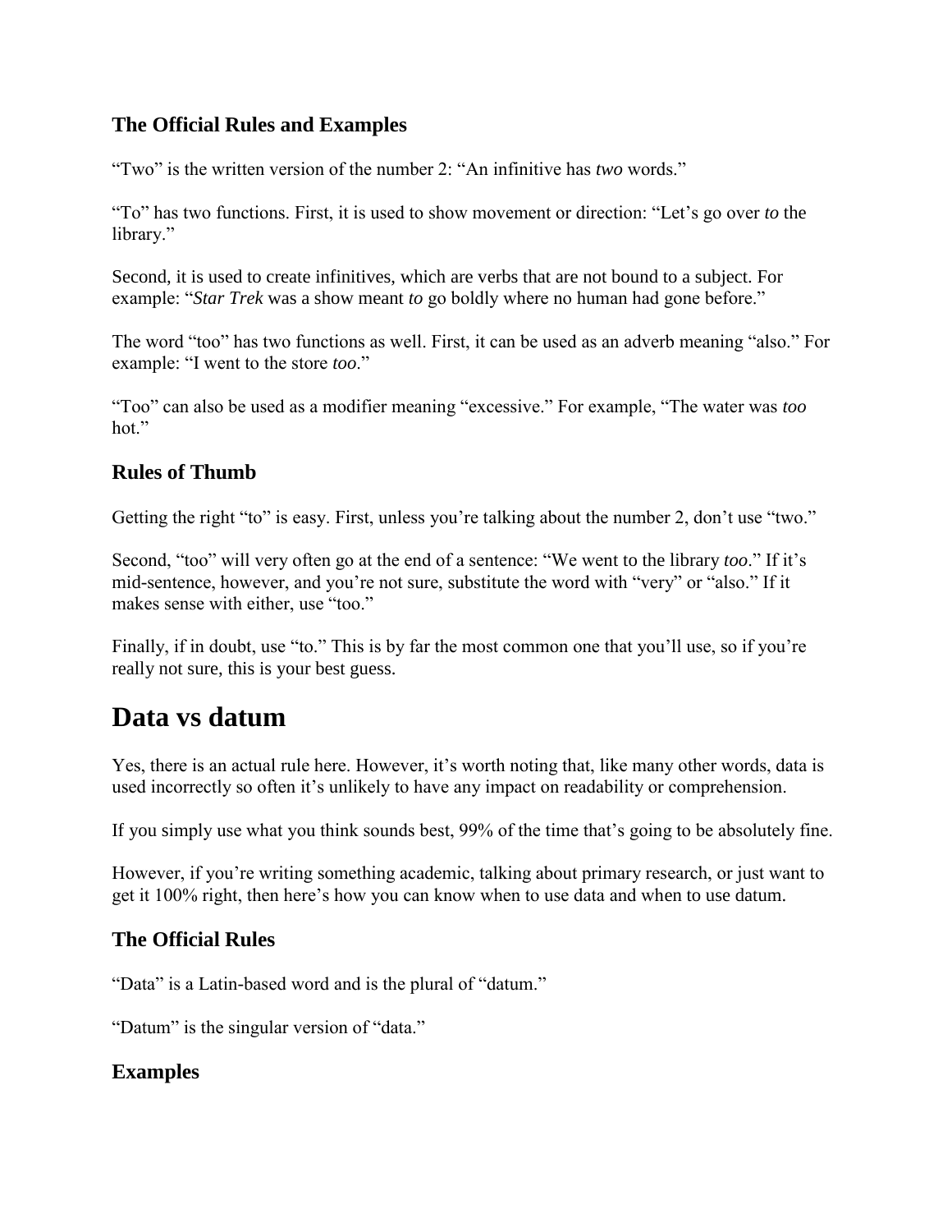### The Official Rules and Examples

"Two" is the written version of the number 2: "An infinitive has *two* words."

"To" has two functions. First, it is used to show movement or direction: "Let's go over *to* the library."

Second, it is used to create infinitives, which are verbs that are not bound to a subject. For example: "*Star Trek* was a show meant *to* go boldly where no human had gone before."

The word "too" has two functions as well. First, it can be used as an adverb meaning "also." For example: "I went to the store *too*."

"Too" can also be used as a modifier meaning "excessive." For example, "The water was *too* hot."

### Rules of Thumb

Getting the right "to" is easy. First, unless you're talking about the number 2, don't use "two."

Second, "too" will very often go at the end of a sentence: "We went to the library *too*." If it's mid-sentence, however, and you're not sure, substitute the word with "very" or "also." If it makes sense with either, use "too."

Finally, if in doubt, use "to." This is by far the most common one that you'll use, so if you're really not sure, this is your best guess.

## Data vs datum

Yes, there is an actual rule here. However, it's worth noting that, like many other words, data is used incorrectly so often it's unlikely to have any impact on readability or comprehension.

If you simply use what you think sounds best, 99% of the time that's going to be absolutely fine.

However, if you're writing something academic, talking about primary research, or just want to get it 100% right, then here's how you can know when to use data and when to use datum.

### The Official Rules

"Data" is a Latin-based word and is the plural of "datum."

"Datum" is the singular version of "data."

### Examples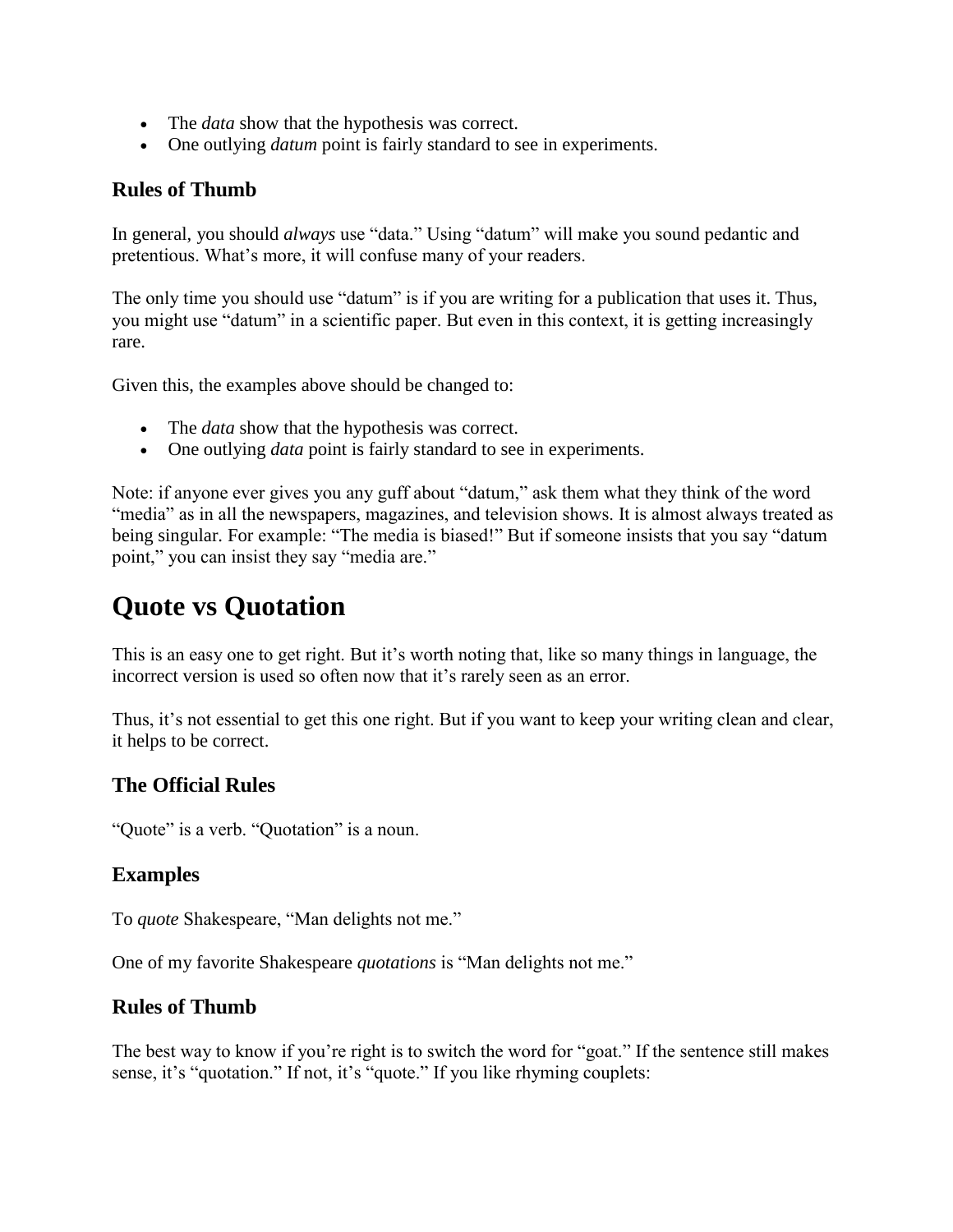- The *data* show that the hypothesis was correct.
- One outlying *datum* point is fairly standard to see in experiments.

### Rules of Thumb

In general, you should *always* use "data." Using "datum" will make you sound pedantic and pretentious. What's more, it will confuse many of your readers.

The only time you should use "datum" is if you are writing for a publication that uses it. Thus, you might use "datum" in a scientific paper. But even in this context, it is getting increasingly rare.

Given this, the examples above should be changed to:

- The *data* show that the hypothesis was correct.
- One outlying *data* point is fairly standard to see in experiments.

Note: if anyone ever gives you any guff about "datum," ask them what they think of the word "media" as in all the newspapers, magazines, and television shows. It is almost always treated as being singular. For example: "The media is biased!" But if someone insists that you say "datum point," you can insist they say "media are."

## Quote vs Quotation

This is an easy one to get right. But it's worth noting that, like so many things in language, the incorrect version is used so often now that it's rarely seen as an error.

Thus, it's not essential to get this one right. But if you want to keep your writing clean and clear, it helps to be correct.

### The Official Rules

"Quote" is a verb. "Quotation" is a noun.

### Examples

To *quote* Shakespeare, "Man delights not me."

One of my favorite Shakespeare *quotations* is "Man delights not me."

### Rules of Thumb

The best way to know if you're right is to switch the word for "goat." If the sentence still makes sense, it's "quotation." If not, it's "quote." If you like rhyming couplets: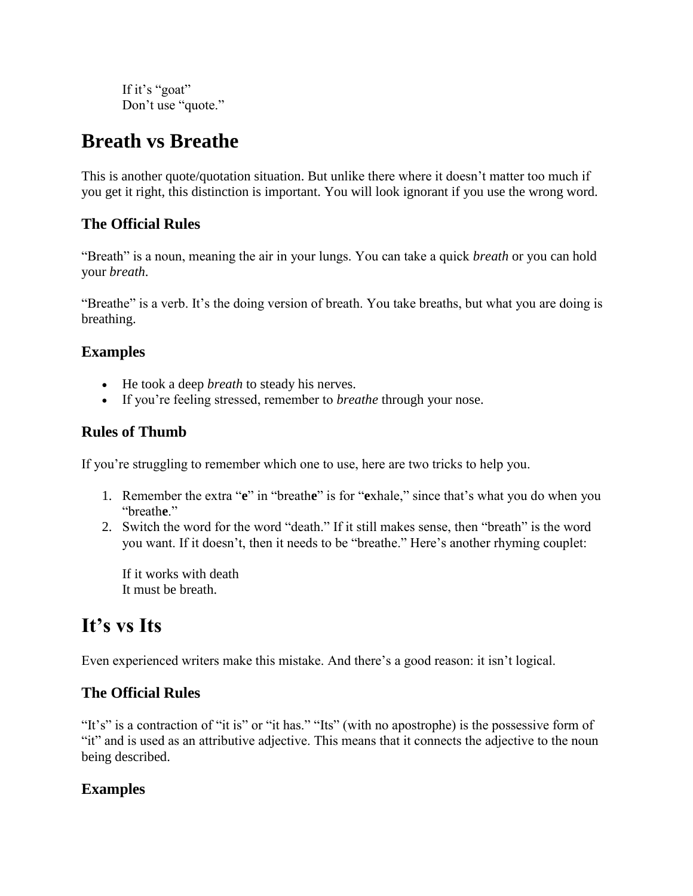If it's "goat"  
Don't use "quote."

# Breath vs Breathe

This is another quote/quotation situation. But unlike there where it doesn't matter too much if you get it right, this distinction is important. You will look ignorant if you use the wrong word.

### The Official Rules

"Breath" is a noun, meaning the air in your lungs. You can take a quick *breath* or you can hold your *breath*.

"Breathe" is a verb. It's the doing version of breath. You take breaths, but what you are doing is breathing.

### Examples

- He took a deep *breath* to steady his nerves.
- If you're feeling stressed, remember to *breathe* through your nose.

### Rules of Thumb

If you're struggling to remember which one to use, here are two tricks to help you.

1. Remember the extra "**e**" in "breath**e**" is for "**e**xhale," since that's what you do when you "breath**e**."
2. Switch the word for the word "death." If it still makes sense, then "breath" is the word you want. If it doesn't, then it needs to be "breathe." Here's another rhyming couplet:

   If it works with death  
   It must be breath.

# It's vs Its

Even experienced writers make this mistake. And there's a good reason: it isn't logical.

### The Official Rules

"It's" is a contraction of "it is" or "it has." "Its" (with no apostrophe) is the possessive form of "it" and is used as an attributive adjective. This means that it connects the adjective to the noun being described.

### Examples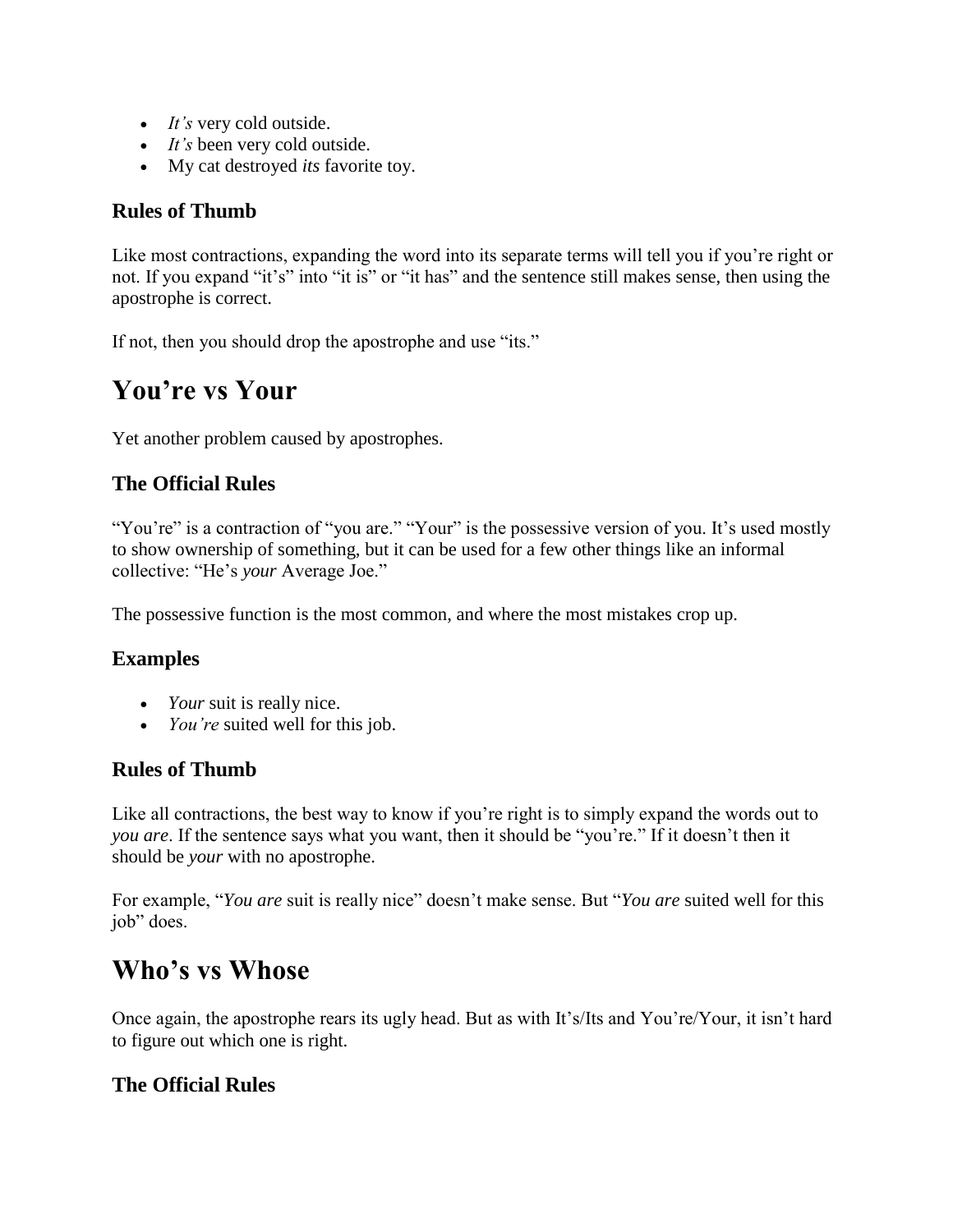- *It's* very cold outside.
- *It's* been very cold outside.
- My cat destroyed *its* favorite toy.

### Rules of Thumb

Like most contractions, expanding the word into its separate terms will tell you if you're right or not. If you expand "it's" into "it is" or "it has" and the sentence still makes sense, then using the apostrophe is correct.

If not, then you should drop the apostrophe and use "its."

## You're vs Your

Yet another problem caused by apostrophes.

### The Official Rules

"You're" is a contraction of "you are." "Your" is the possessive version of you. It's used mostly to show ownership of something, but it can be used for a few other things like an informal collective: "He's *your* Average Joe."

The possessive function is the most common, and where the most mistakes crop up.

### Examples

- *Your* suit is really nice.
- *You're* suited well for this job.

### Rules of Thumb

Like all contractions, the best way to know if you're right is to simply expand the words out to *you are*. If the sentence says what you want, then it should be "you're." If it doesn't then it should be *your* with no apostrophe.

For example, "*You are* suit is really nice" doesn't make sense. But "*You are* suited well for this job" does.

## Who's vs Whose

Once again, the apostrophe rears its ugly head. But as with It's/Its and You're/Your, it isn't hard to figure out which one is right.

### The Official Rules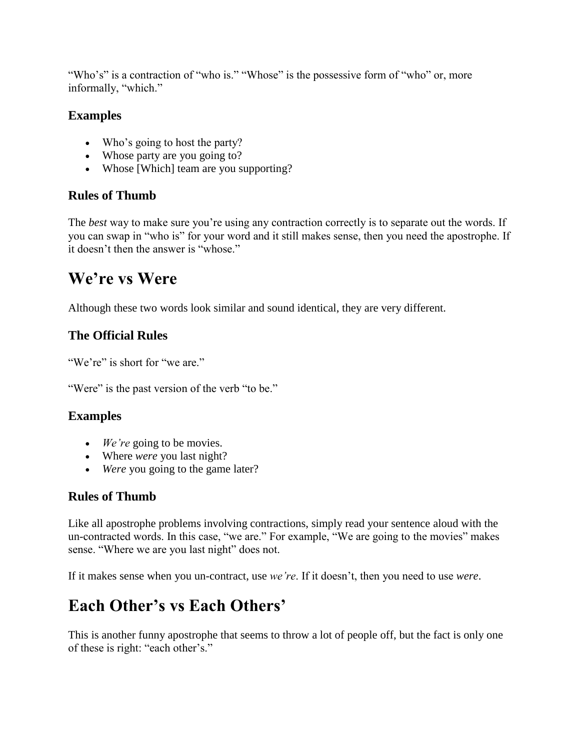"Who's" is a contraction of "who is." "Whose" is the possessive form of "who" or, more informally, "which."

### Examples

- Who's going to host the party?
- Whose party are you going to?
- Whose [Which] team are you supporting?

### Rules of Thumb

The *best* way to make sure you're using any contraction correctly is to separate out the words. If you can swap in "who is" for your word and it still makes sense, then you need the apostrophe. If it doesn't then the answer is "whose."

# We're vs Were

Although these two words look similar and sound identical, they are very different.

### The Official Rules

"We're" is short for "we are."

"Were" is the past version of the verb "to be."

### Examples

- *We're* going to be movies.
- Where *were* you last night?
- *Were* you going to the game later?

### Rules of Thumb

Like all apostrophe problems involving contractions, simply read your sentence aloud with the un-contracted words. In this case, "we are." For example, "We are going to the movies" makes sense. "Where we are you last night" does not.

If it makes sense when you un-contract, use *we're*. If it doesn't, then you need to use *were*.

# Each Other's vs Each Others'

This is another funny apostrophe that seems to throw a lot of people off, but the fact is only one of these is right: "each other's."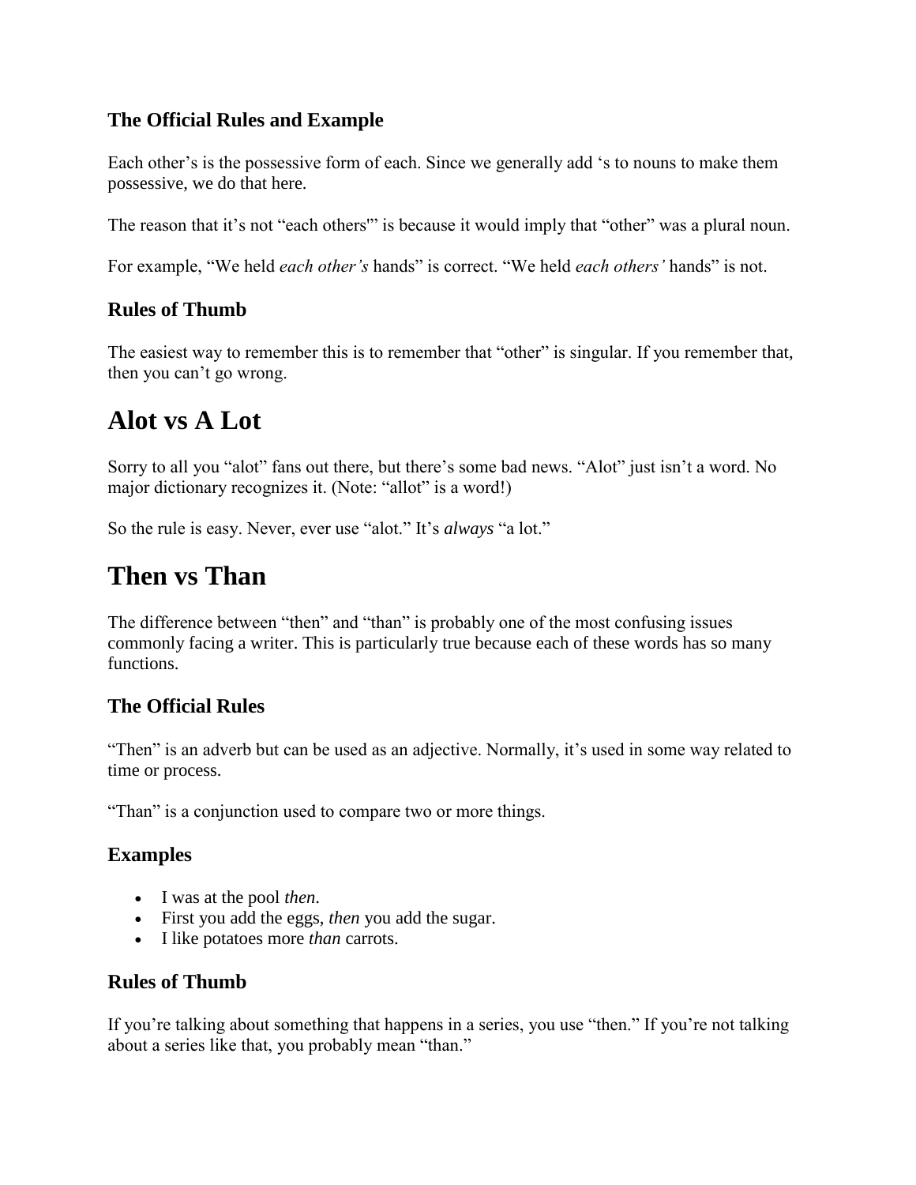### The Official Rules and Example

Each other's is the possessive form of each. Since we generally add 's to nouns to make them possessive, we do that here.

The reason that it's not "each others'" is because it would imply that "other" was a plural noun.

For example, "We held *each other's* hands" is correct. "We held *each others'* hands" is not.

### Rules of Thumb

The easiest way to remember this is to remember that "other" is singular. If you remember that, then you can't go wrong.

# Alot vs A Lot

Sorry to all you "alot" fans out there, but there's some bad news. "Alot" just isn't a word. No major dictionary recognizes it. (Note: "allot" is a word!)

So the rule is easy. Never, ever use "alot." It's *always* "a lot."

# Then vs Than

The difference between "then" and "than" is probably one of the most confusing issues commonly facing a writer. This is particularly true because each of these words has so many functions.

### The Official Rules

"Then" is an adverb but can be used as an adjective. Normally, it's used in some way related to time or process.

"Than" is a conjunction used to compare two or more things.

### Examples

- I was at the pool *then*.
- First you add the eggs, *then* you add the sugar.
- I like potatoes more *than* carrots.

### Rules of Thumb

If you're talking about something that happens in a series, you use "then." If you're not talking about a series like that, you probably mean "than."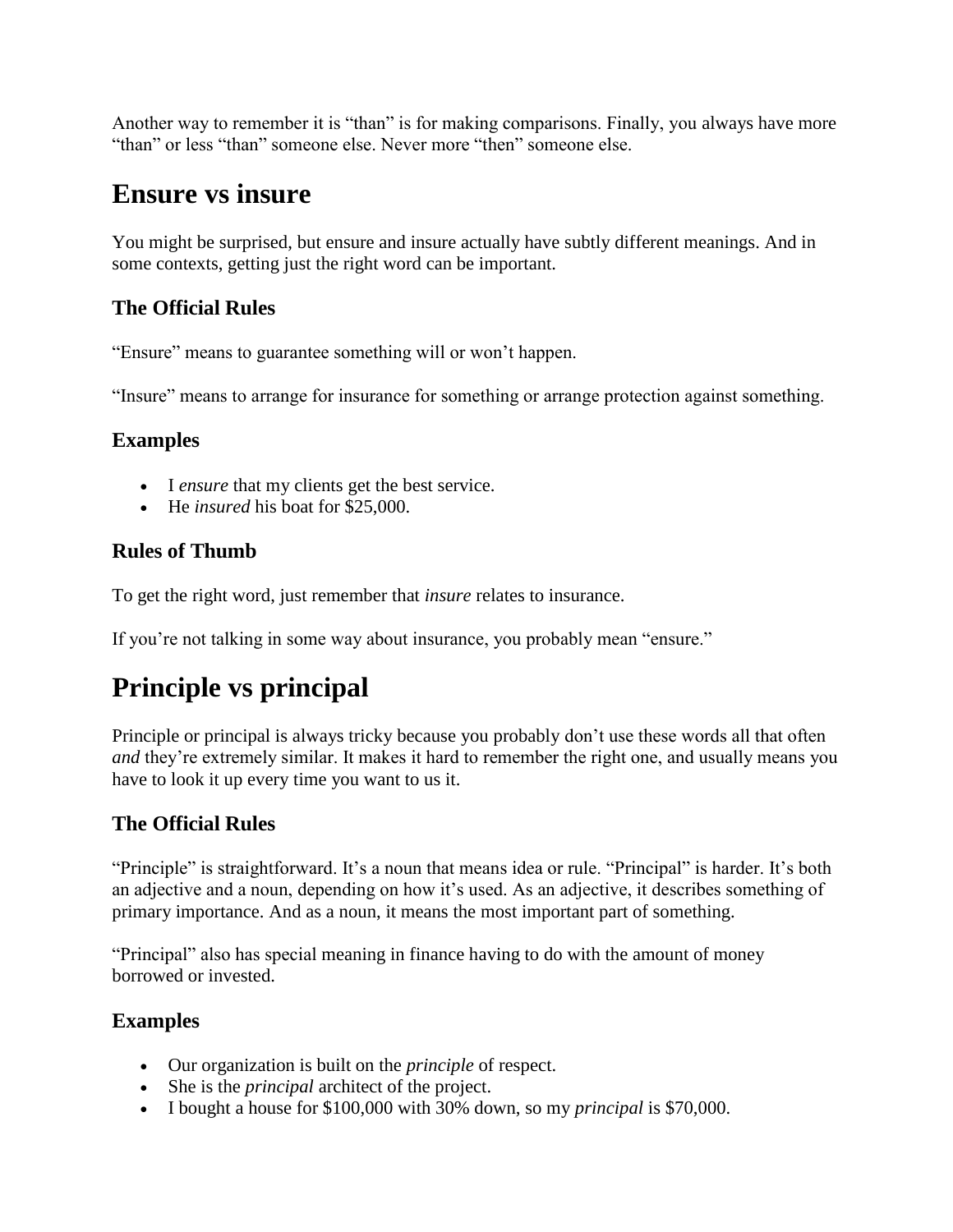Another way to remember it is “than” is for making comparisons. Finally, you always have more “than” or less “than” someone else. Never more “then” someone else.

# Ensure vs insure

You might be surprised, but ensure and insure actually have subtly different meanings. And in some contexts, getting just the right word can be important.

### The Official Rules

“Ensure” means to guarantee something will or won’t happen.

“Insure” means to arrange for insurance for something or arrange protection against something.

### Examples

- I *ensure* that my clients get the best service.
- He *insured* his boat for $25,000.

### Rules of Thumb

To get the right word, just remember that *insure* relates to insurance.

If you’re not talking in some way about insurance, you probably mean “ensure.”

# Principle vs principal

Principle or principal is always tricky because you probably don’t use these words all that often *and* they’re extremely similar. It makes it hard to remember the right one, and usually means you have to look it up every time you want to us it.

### The Official Rules

“Principle” is straightforward. It’s a noun that means idea or rule. “Principal” is harder. It’s both an adjective and a noun, depending on how it’s used. As an adjective, it describes something of primary importance. And as a noun, it means the most important part of something.

“Principal” also has special meaning in finance having to do with the amount of money borrowed or invested.

### Examples

- Our organization is built on the *principle* of respect.
- She is the *principal* architect of the project.
- I bought a house for $100,000 with 30% down, so my *principal* is $70,000.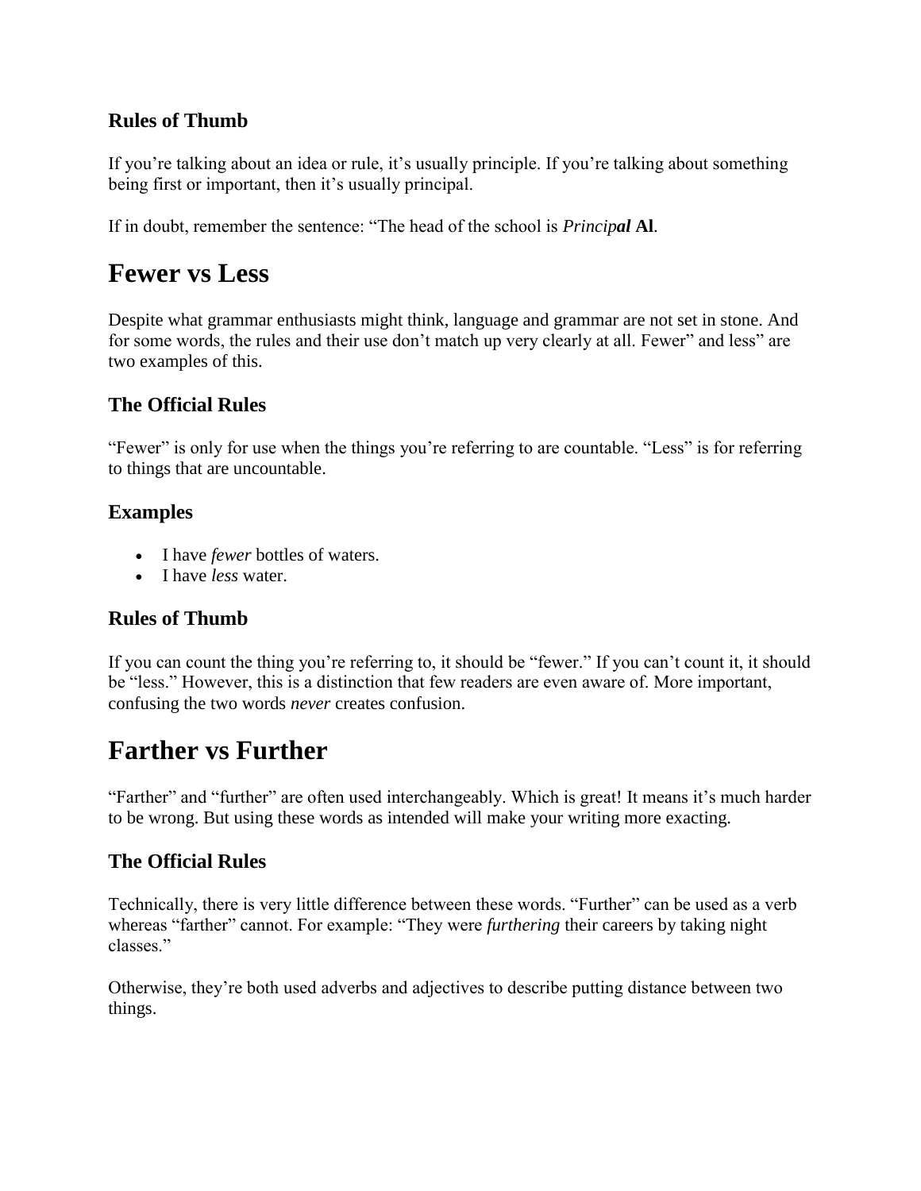### Rules of Thumb

If you're talking about an idea or rule, it's usually principle. If you're talking about something being first or important, then it's usually principal.

If in doubt, remember the sentence: "The head of the school is *Princip**al*** **Al**.

# Fewer vs Less

Despite what grammar enthusiasts might think, language and grammar are not set in stone. And for some words, the rules and their use don't match up very clearly at all. Fewer" and less" are two examples of this.

### The Official Rules

"Fewer" is only for use when the things you're referring to are countable. "Less" is for referring to things that are uncountable.

### Examples

- I have *fewer* bottles of waters.
- I have *less* water.

### Rules of Thumb

If you can count the thing you're referring to, it should be "fewer." If you can't count it, it should be "less." However, this is a distinction that few readers are even aware of. More important, confusing the two words *never* creates confusion.

# Farther vs Further

"Farther" and "further" are often used interchangeably. Which is great! It means it's much harder to be wrong. But using these words as intended will make your writing more exacting.

### The Official Rules

Technically, there is very little difference between these words. "Further" can be used as a verb whereas "farther" cannot. For example: "They were *furthering* their careers by taking night classes."

Otherwise, they're both used adverbs and adjectives to describe putting distance between two things.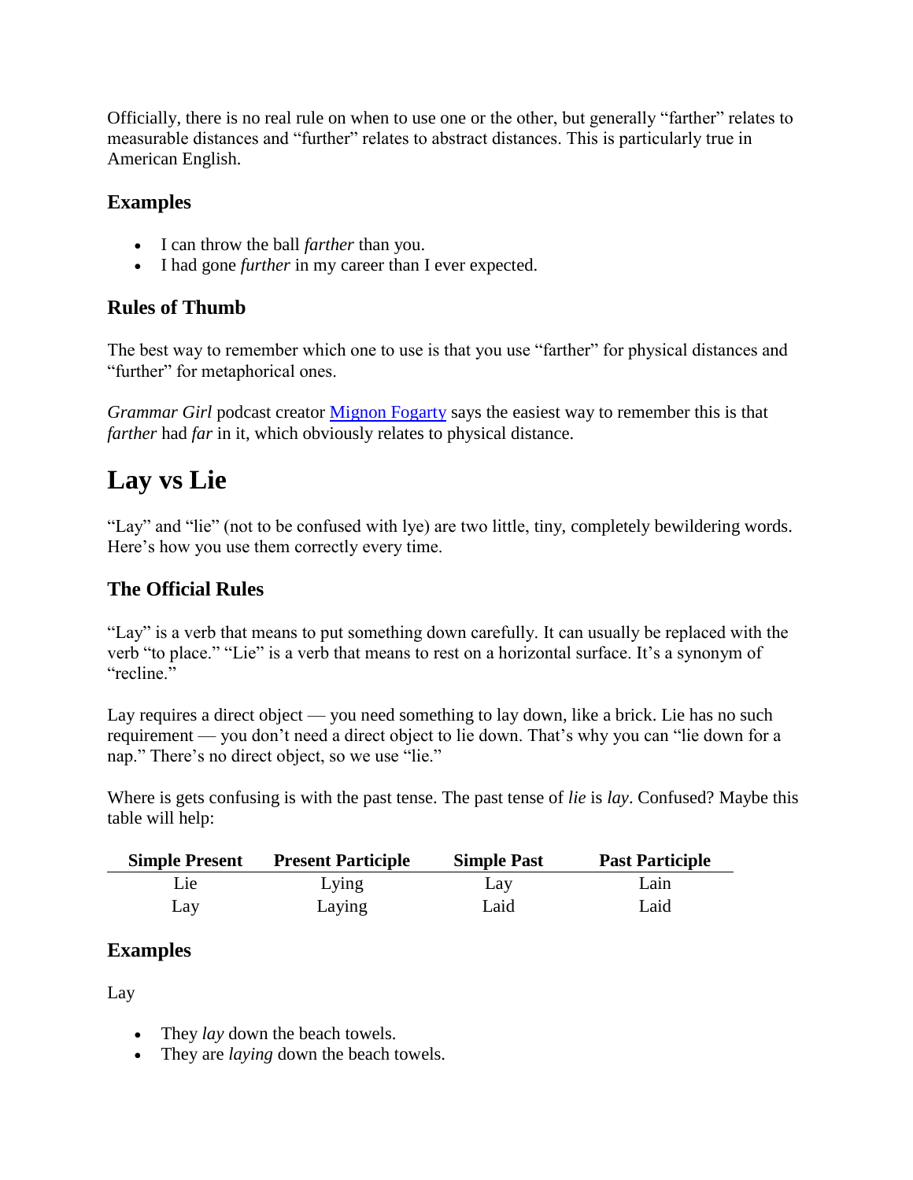Officially, there is no real rule on when to use one or the other, but generally "farther" relates to measurable distances and "further" relates to abstract distances. This is particularly true in American English.

### Examples

- I can throw the ball *farther* than you.
- I had gone *further* in my career than I ever expected.

### Rules of Thumb

The best way to remember which one to use is that you use "farther" for physical distances and "further" for metaphorical ones.

*Grammar Girl* podcast creator [Mignon Fogarty] says the easiest way to remember this is that *farther* had *far* in it, which obviously relates to physical distance.

## Lay vs Lie

"Lay" and "lie" (not to be confused with lye) are two little, tiny, completely bewildering words. Here's how you use them correctly every time.

### The Official Rules

"Lay" is a verb that means to put something down carefully. It can usually be replaced with the verb "to place." "Lie" is a verb that means to rest on a horizontal surface. It's a synonym of "recline."

Lay requires a direct object — you need something to lay down, like a brick. Lie has no such requirement — you don't need a direct object to lie down. That's why you can "lie down for a nap." There's no direct object, so we use "lie."

Where is gets confusing is with the past tense. The past tense of *lie* is *lay*. Confused? Maybe this table will help:

| Simple Present | Present Participle | Simple Past | Past Participle |
|---|---|---|---|
| Lie | Lying | Lay | Lain |
| Lay | Laying | Laid | Laid |

### Examples

Lay

- They *lay* down the beach towels.
- They are *laying* down the beach towels.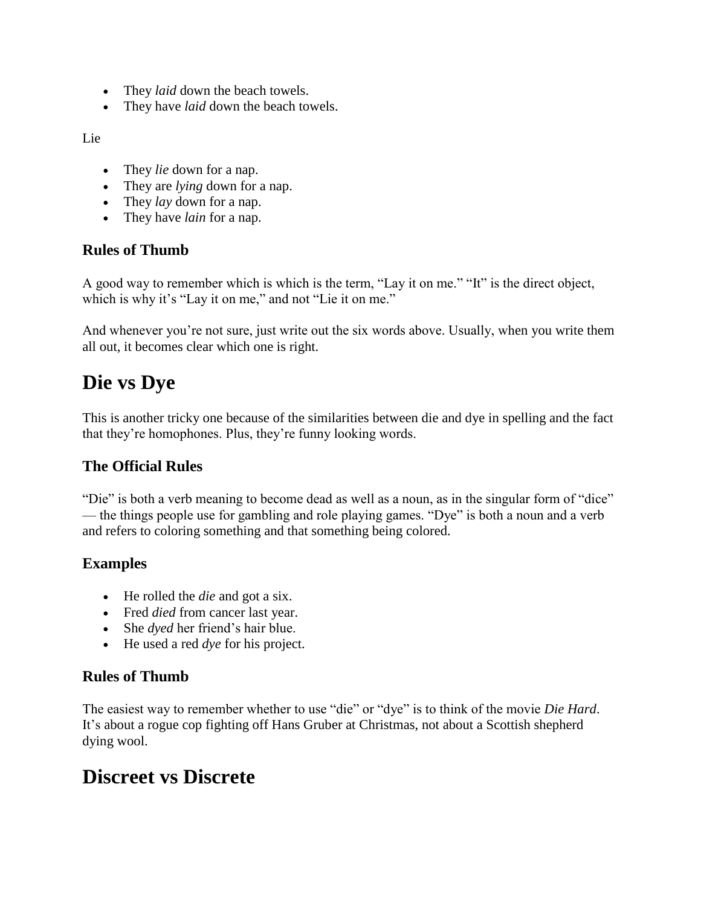- They *laid* down the beach towels.
- They have *laid* down the beach towels.

Lie

- They *lie* down for a nap.
- They are *lying* down for a nap.
- They *lay* down for a nap.
- They have *lain* for a nap.

### Rules of Thumb

A good way to remember which is which is the term, "Lay it on me." "It" is the direct object, which is why it's "Lay it on me," and not "Lie it on me."

And whenever you're not sure, just write out the six words above. Usually, when you write them all out, it becomes clear which one is right.

## Die vs Dye

This is another tricky one because of the similarities between die and dye in spelling and the fact that they're homophones. Plus, they're funny looking words.

### The Official Rules

"Die" is both a verb meaning to become dead as well as a noun, as in the singular form of "dice" — the things people use for gambling and role playing games. "Dye" is both a noun and a verb and refers to coloring something and that something being colored.

### Examples

- He rolled the *die* and got a six.
- Fred *died* from cancer last year.
- She *dyed* her friend's hair blue.
- He used a red *dye* for his project.

### Rules of Thumb

The easiest way to remember whether to use "die" or "dye" is to think of the movie *Die Hard*. It's about a rogue cop fighting off Hans Gruber at Christmas, not about a Scottish shepherd dying wool.

## Discreet vs Discrete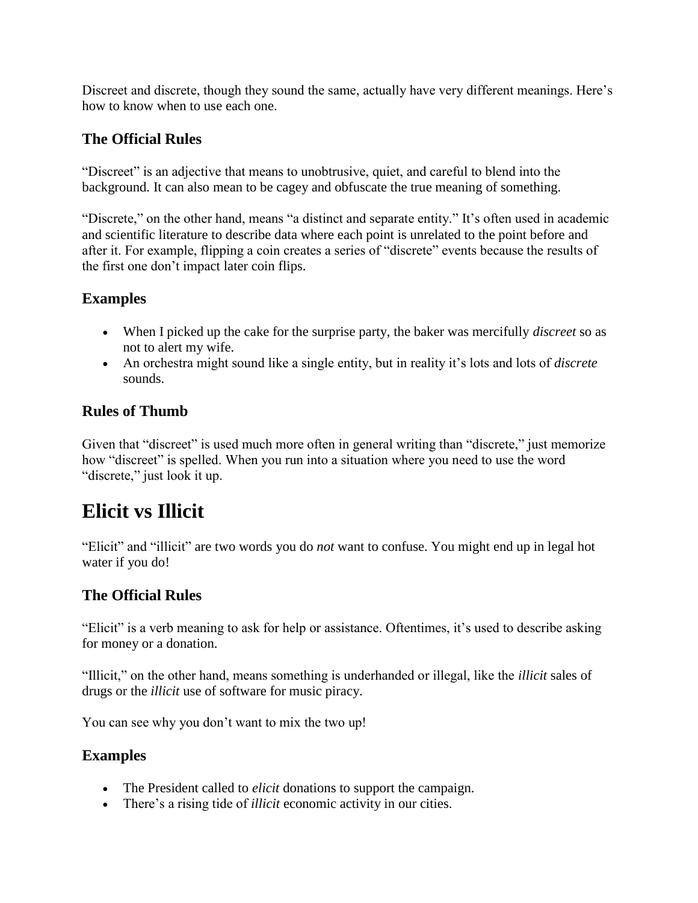Discreet and discrete, though they sound the same, actually have very different meanings. Here's how to know when to use each one.

### The Official Rules

"Discreet" is an adjective that means to unobtrusive, quiet, and careful to blend into the background. It can also mean to be cagey and obfuscate the true meaning of something.

"Discrete," on the other hand, means "a distinct and separate entity." It's often used in academic and scientific literature to describe data where each point is unrelated to the point before and after it. For example, flipping a coin creates a series of "discrete" events because the results of the first one don't impact later coin flips.

### Examples

- When I picked up the cake for the surprise party, the baker was mercifully *discreet* so as not to alert my wife.
- An orchestra might sound like a single entity, but in reality it's lots and lots of *discrete* sounds.

### Rules of Thumb

Given that "discreet" is used much more often in general writing than "discrete," just memorize how "discreet" is spelled. When you run into a situation where you need to use the word "discrete," just look it up.

## Elicit vs Illicit

"Elicit" and "illicit" are two words you do *not* want to confuse. You might end up in legal hot water if you do!

### The Official Rules

"Elicit" is a verb meaning to ask for help or assistance. Oftentimes, it's used to describe asking for money or a donation.

"Illicit," on the other hand, means something is underhanded or illegal, like the *illicit* sales of drugs or the *illicit* use of software for music piracy.

You can see why you don't want to mix the two up!

### Examples

- The President called to *elicit* donations to support the campaign.
- There's a rising tide of *illicit* economic activity in our cities.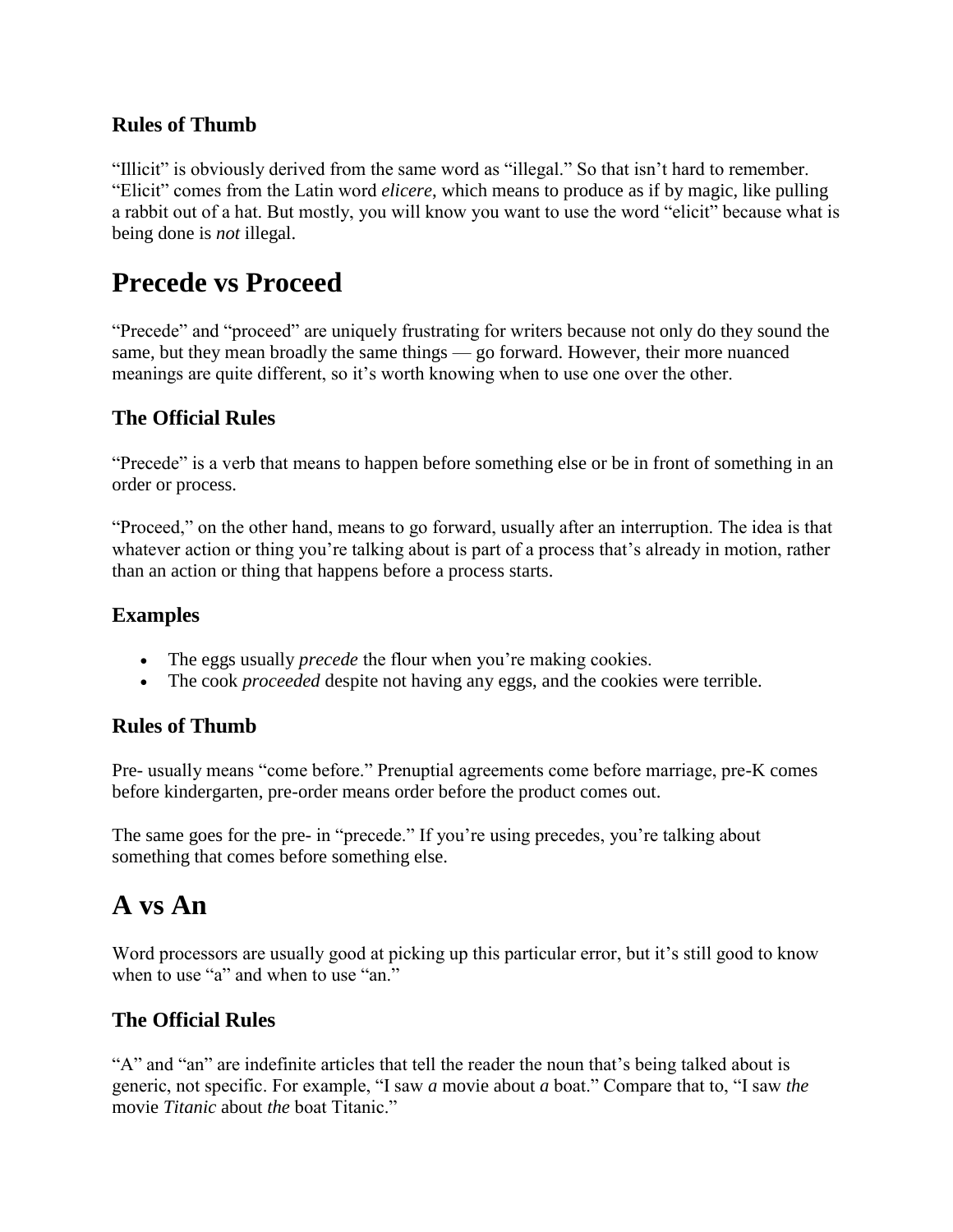### Rules of Thumb

"Illicit" is obviously derived from the same word as "illegal." So that isn't hard to remember. "Elicit" comes from the Latin word *elicere*, which means to produce as if by magic, like pulling a rabbit out of a hat. But mostly, you will know you want to use the word "elicit" because what is being done is *not* illegal.

## Precede vs Proceed

"Precede" and "proceed" are uniquely frustrating for writers because not only do they sound the same, but they mean broadly the same things — go forward. However, their more nuanced meanings are quite different, so it's worth knowing when to use one over the other.

### The Official Rules

"Precede" is a verb that means to happen before something else or be in front of something in an order or process.

"Proceed," on the other hand, means to go forward, usually after an interruption. The idea is that whatever action or thing you're talking about is part of a process that's already in motion, rather than an action or thing that happens before a process starts.

### Examples

- The eggs usually *precede* the flour when you're making cookies.
- The cook *proceeded* despite not having any eggs, and the cookies were terrible.

### Rules of Thumb

Pre- usually means "come before." Prenuptial agreements come before marriage, pre-K comes before kindergarten, pre-order means order before the product comes out.

The same goes for the pre- in "precede." If you're using precedes, you're talking about something that comes before something else.

## A vs An

Word processors are usually good at picking up this particular error, but it's still good to know when to use "a" and when to use "an."

### The Official Rules

"A" and "an" are indefinite articles that tell the reader the noun that's being talked about is generic, not specific. For example, "I saw *a* movie about *a* boat." Compare that to, "I saw *the* movie *Titanic* about *the* boat Titanic."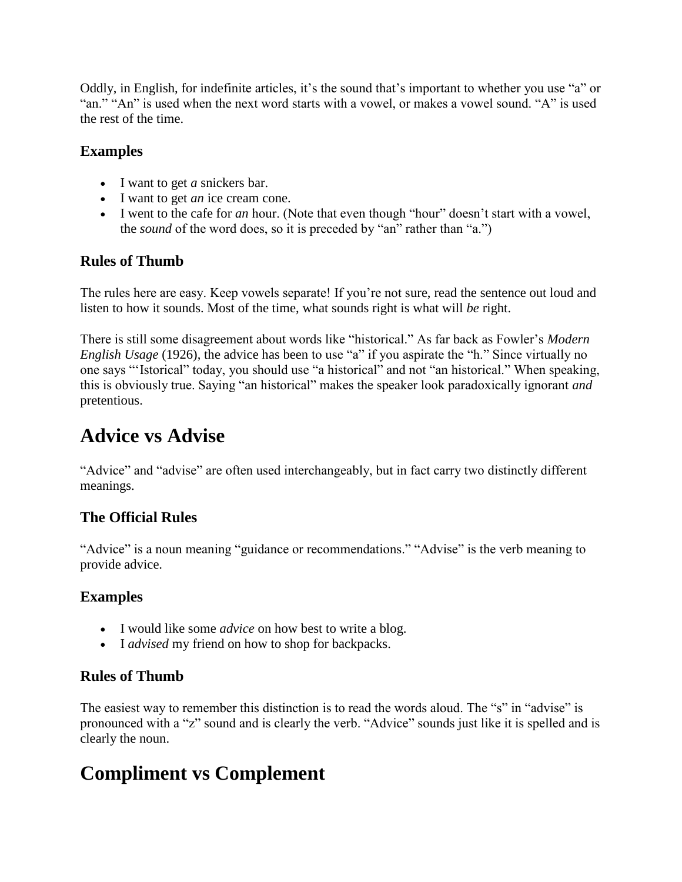Oddly, in English, for indefinite articles, it's the sound that's important to whether you use "a" or "an." "An" is used when the next word starts with a vowel, or makes a vowel sound. "A" is used the rest of the time.

### Examples

- I want to get *a* snickers bar.
- I want to get *an* ice cream cone.
- I went to the cafe for *an* hour. (Note that even though "hour" doesn't start with a vowel, the *sound* of the word does, so it is preceded by "an" rather than "a.")

### Rules of Thumb

The rules here are easy. Keep vowels separate! If you're not sure, read the sentence out loud and listen to how it sounds. Most of the time, what sounds right is what will *be* right.

There is still some disagreement about words like "historical." As far back as Fowler's *Modern English Usage* (1926), the advice has been to use "a" if you aspirate the "h." Since virtually no one says "'Istorical" today, you should use "a historical" and not "an historical." When speaking, this is obviously true. Saying "an historical" makes the speaker look paradoxically ignorant *and* pretentious.

# Advice vs Advise

"Advice" and "advise" are often used interchangeably, but in fact carry two distinctly different meanings.

### The Official Rules

"Advice" is a noun meaning "guidance or recommendations." "Advise" is the verb meaning to provide advice.

### Examples

- I would like some *advice* on how best to write a blog.
- I *advised* my friend on how to shop for backpacks.

### Rules of Thumb

The easiest way to remember this distinction is to read the words aloud. The "s" in "advise" is pronounced with a "z" sound and is clearly the verb. "Advice" sounds just like it is spelled and is clearly the noun.

# Compliment vs Complement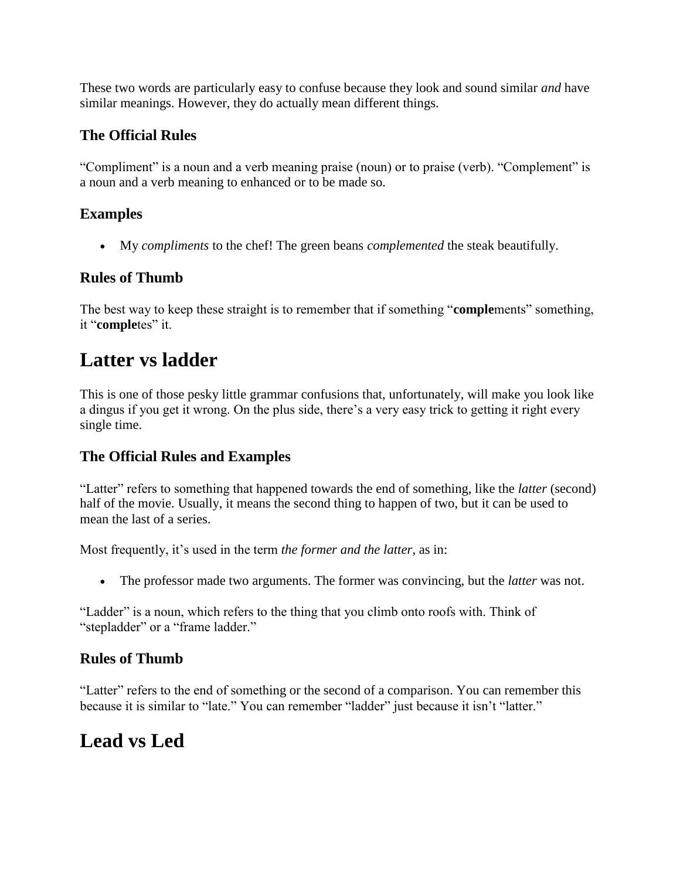These two words are particularly easy to confuse because they look and sound similar *and* have similar meanings. However, they do actually mean different things.

### The Official Rules

"Compliment" is a noun and a verb meaning praise (noun) or to praise (verb). "Complement" is a noun and a verb meaning to enhanced or to be made so.

### Examples

- My *compliments* to the chef! The green beans *complemented* the steak beautifully.

### Rules of Thumb

The best way to keep these straight is to remember that if something "**comple**ments" something, it "**comple**tes" it.

## Latter vs ladder

This is one of those pesky little grammar confusions that, unfortunately, will make you look like a dingus if you get it wrong. On the plus side, there's a very easy trick to getting it right every single time.

### The Official Rules and Examples

"Latter" refers to something that happened towards the end of something, like the *latter* (second) half of the movie. Usually, it means the second thing to happen of two, but it can be used to mean the last of a series.

Most frequently, it's used in the term *the former and the latter*, as in:

- The professor made two arguments. The former was convincing, but the *latter* was not.

"Ladder" is a noun, which refers to the thing that you climb onto roofs with. Think of "stepladder" or a "frame ladder."

### Rules of Thumb

"Latter" refers to the end of something or the second of a comparison. You can remember this because it is similar to "late." You can remember "ladder" just because it isn't "latter."

## Lead vs Led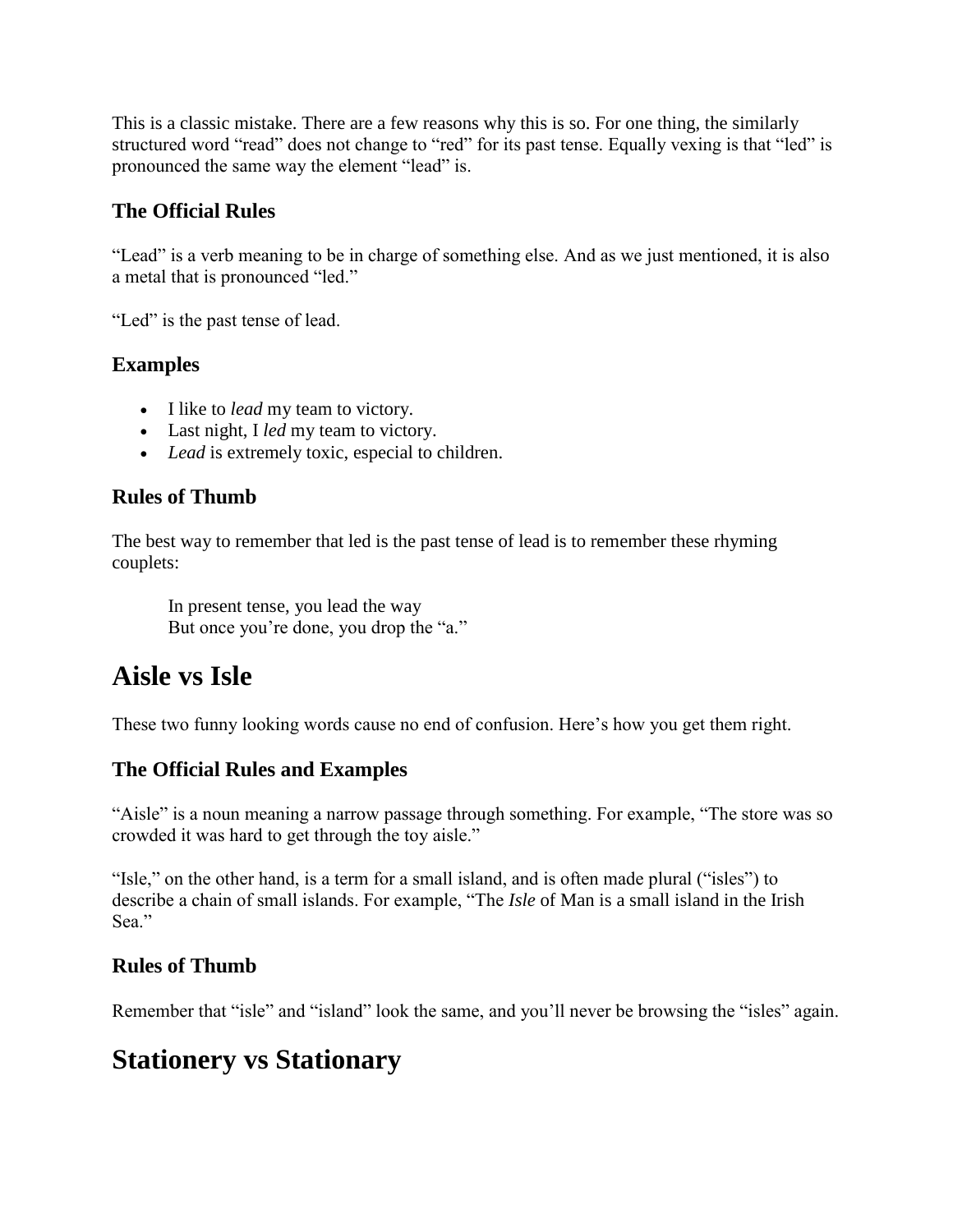This is a classic mistake. There are a few reasons why this is so. For one thing, the similarly structured word "read" does not change to "red" for its past tense. Equally vexing is that "led" is pronounced the same way the element "lead" is.

### The Official Rules

"Lead" is a verb meaning to be in charge of something else. And as we just mentioned, it is also a metal that is pronounced "led."

"Led" is the past tense of lead.

### Examples

- I like to *lead* my team to victory.
- Last night, I *led* my team to victory.
- *Lead* is extremely toxic, especial to children.

### Rules of Thumb

The best way to remember that led is the past tense of lead is to remember these rhyming couplets:

> In present tense, you lead the way
> But once you're done, you drop the "a."

## Aisle vs Isle

These two funny looking words cause no end of confusion. Here's how you get them right.

### The Official Rules and Examples

"Aisle" is a noun meaning a narrow passage through something. For example, "The store was so crowded it was hard to get through the toy aisle."

"Isle," on the other hand, is a term for a small island, and is often made plural ("isles") to describe a chain of small islands. For example, "The *Isle* of Man is a small island in the Irish Sea."

### Rules of Thumb

Remember that "isle" and "island" look the same, and you'll never be browsing the "isles" again.

## Stationery vs Stationary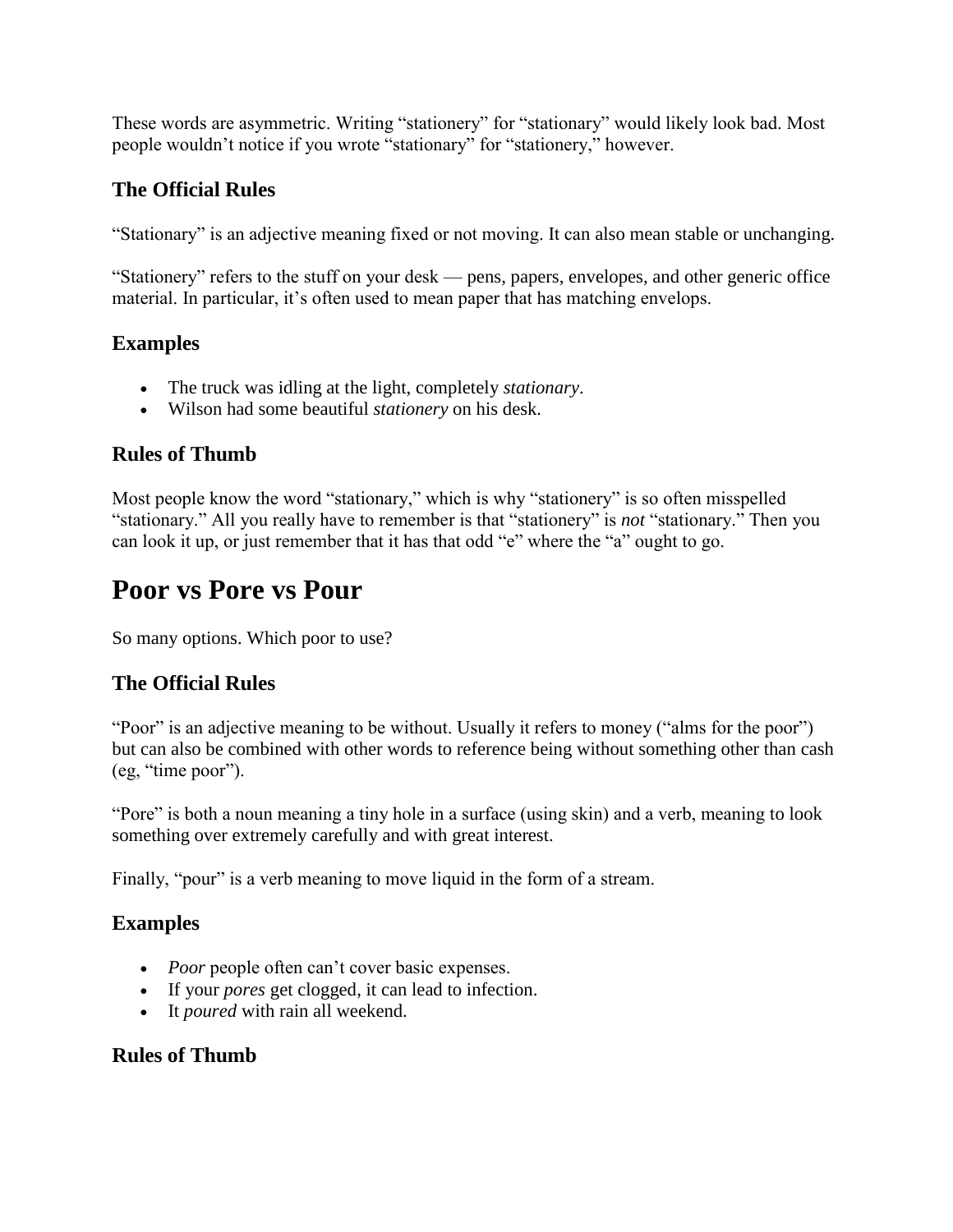These words are asymmetric. Writing “stationery” for “stationary” would likely look bad. Most people wouldn’t notice if you wrote “stationary” for “stationery,” however.

### The Official Rules

“Stationary” is an adjective meaning fixed or not moving. It can also mean stable or unchanging.

“Stationery” refers to the stuff on your desk — pens, papers, envelopes, and other generic office material. In particular, it’s often used to mean paper that has matching envelops.

### Examples

- The truck was idling at the light, completely *stationary*.
- Wilson had some beautiful *stationery* on his desk.

### Rules of Thumb

Most people know the word “stationary,” which is why “stationery” is so often misspelled “stationary.” All you really have to remember is that “stationery” is *not* “stationary.” Then you can look it up, or just remember that it has that odd “e” where the “a” ought to go.

# Poor vs Pore vs Pour

So many options. Which poor to use?

### The Official Rules

“Poor” is an adjective meaning to be without. Usually it refers to money (“alms for the poor”) but can also be combined with other words to reference being without something other than cash (eg, “time poor”).

“Pore” is both a noun meaning a tiny hole in a surface (using skin) and a verb, meaning to look something over extremely carefully and with great interest.

Finally, “pour” is a verb meaning to move liquid in the form of a stream.

### Examples

- *Poor* people often can’t cover basic expenses.
- If your *pores* get clogged, it can lead to infection.
- It *poured* with rain all weekend.

### Rules of Thumb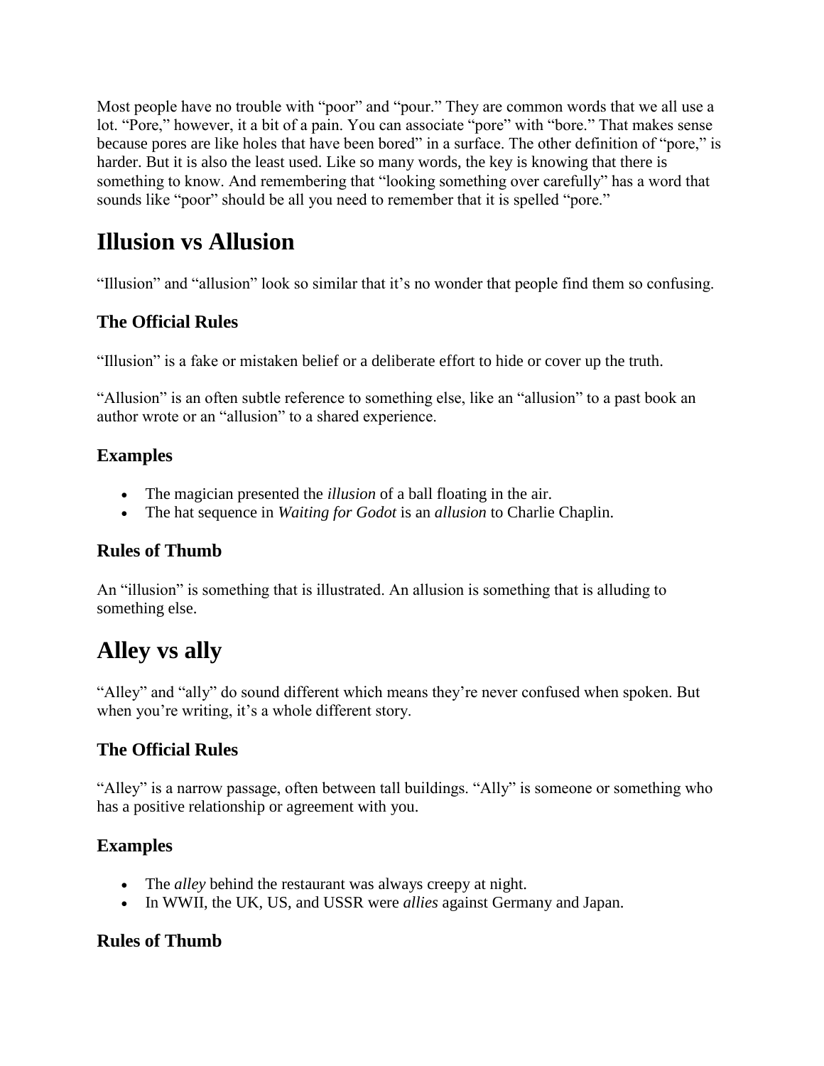Most people have no trouble with "poor" and "pour." They are common words that we all use a lot. "Pore," however, it a bit of a pain. You can associate "pore" with "bore." That makes sense because pores are like holes that have been bored" in a surface. The other definition of "pore," is harder. But it is also the least used. Like so many words, the key is knowing that there is something to know. And remembering that "looking something over carefully" has a word that sounds like "poor" should be all you need to remember that it is spelled "pore."

# Illusion vs Allusion

"Illusion" and "allusion" look so similar that it's no wonder that people find them so confusing.

## The Official Rules

"Illusion" is a fake or mistaken belief or a deliberate effort to hide or cover up the truth.

"Allusion" is an often subtle reference to something else, like an "allusion" to a past book an author wrote or an "allusion" to a shared experience.

## Examples

- The magician presented the *illusion* of a ball floating in the air.
- The hat sequence in *Waiting for Godot* is an *allusion* to Charlie Chaplin.

## Rules of Thumb

An "illusion" is something that is illustrated. An allusion is something that is alluding to something else.

# Alley vs ally

"Alley" and "ally" do sound different which means they're never confused when spoken. But when you're writing, it's a whole different story.

## The Official Rules

"Alley" is a narrow passage, often between tall buildings. "Ally" is someone or something who has a positive relationship or agreement with you.

## Examples

- The *alley* behind the restaurant was always creepy at night.
- In WWII, the UK, US, and USSR were *allies* against Germany and Japan.

## Rules of Thumb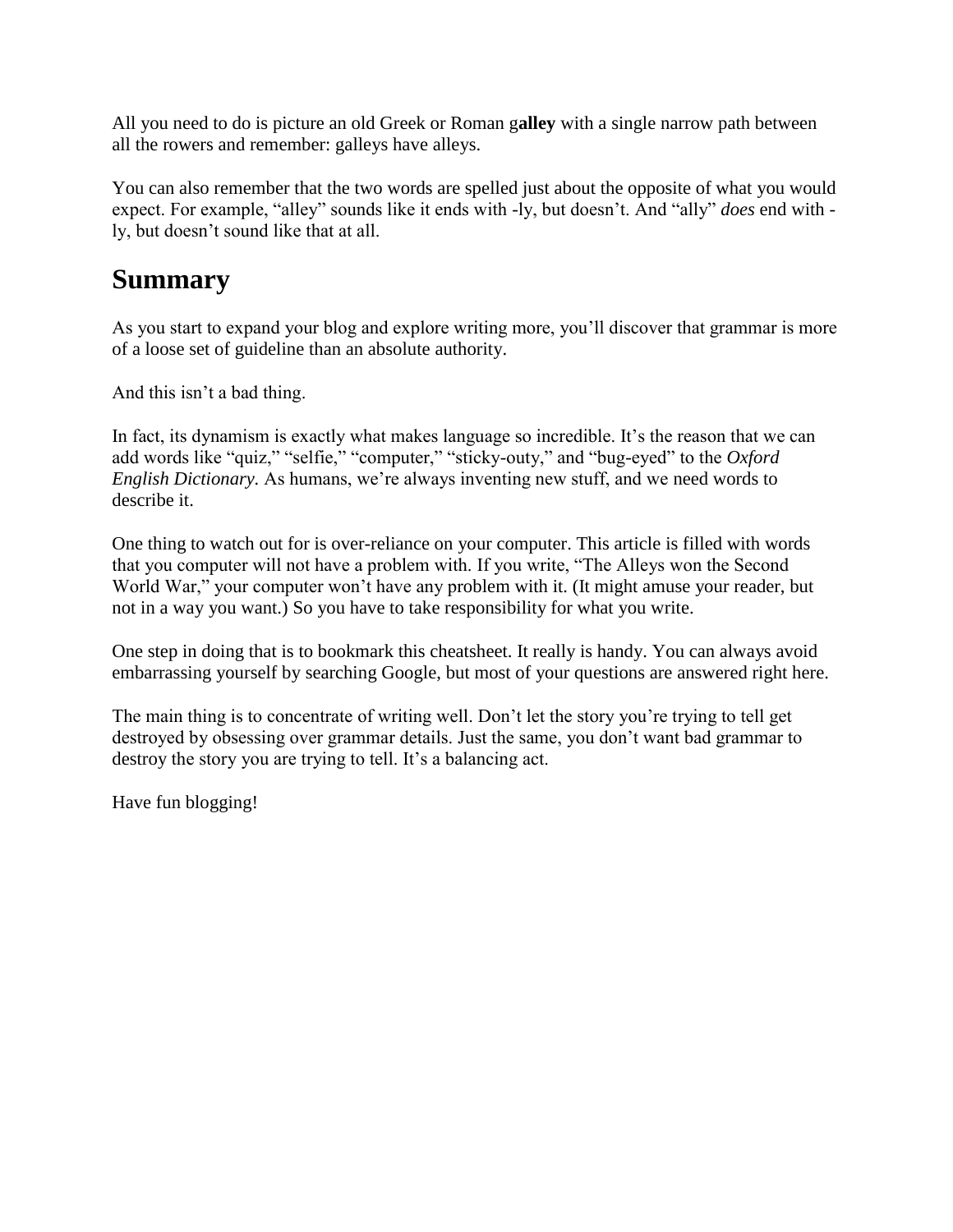All you need to do is picture an old Greek or Roman g**alley** with a single narrow path between all the rowers and remember: galleys have alleys.

You can also remember that the two words are spelled just about the opposite of what you would expect. For example, "alley" sounds like it ends with -ly, but doesn't. And "ally" *does* end with -ly, but doesn't sound like that at all.

## Summary

As you start to expand your blog and explore writing more, you'll discover that grammar is more of a loose set of guideline than an absolute authority.

And this isn't a bad thing.

In fact, its dynamism is exactly what makes language so incredible. It's the reason that we can add words like "quiz," "selfie," "computer," "sticky-outy," and "bug-eyed" to the *Oxford English Dictionary.* As humans, we're always inventing new stuff, and we need words to describe it.

One thing to watch out for is over-reliance on your computer. This article is filled with words that you computer will not have a problem with. If you write, "The Alleys won the Second World War," your computer won't have any problem with it. (It might amuse your reader, but not in a way you want.) So you have to take responsibility for what you write.

One step in doing that is to bookmark this cheatsheet. It really is handy. You can always avoid embarrassing yourself by searching Google, but most of your questions are answered right here.

The main thing is to concentrate of writing well. Don't let the story you're trying to tell get destroyed by obsessing over grammar details. Just the same, you don't want bad grammar to destroy the story you are trying to tell. It's a balancing act.

Have fun blogging!